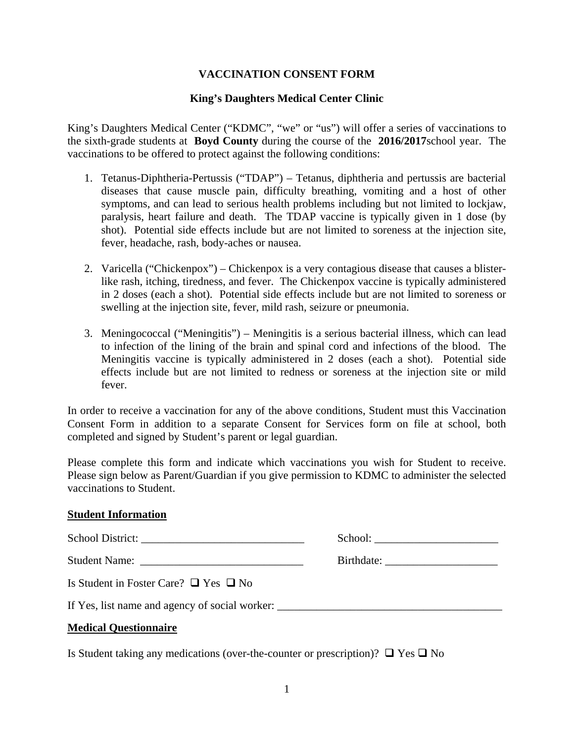**VACCINATION CONSENT FORM**

**King's Daughters Medical Center Clinic**

King's Daughters Medical Center ("KDMC", "we" or "us") will offer a series of vaccinations to the sixth-grade students at **Boyd County** during the course of the **2016/2017**school year. The vaccinations to be offered to protect against the following conditions:

1. Tetanus-Diphtheria-Pertussis ("TDAP") – Tetanus, diphtheria and pertussis are bacterial diseases that cause muscle pain, difficulty breathing, vomiting and a host of other symptoms, and can lead to serious health problems including but not limited to lockjaw, paralysis, heart failure and death. The TDAP vaccine is typically given in 1 dose (by shot). Potential side effects include but are not limited to soreness at the injection site, fever, headache, rash, body-aches or nausea.

2. Varicella ("Chickenpox") – Chickenpox is a very contagious disease that causes a blister-like rash, itching, tiredness, and fever. The Chickenpox vaccine is typically administered in 2 doses (each a shot). Potential side effects include but are not limited to soreness or swelling at the injection site, fever, mild rash, seizure or pneumonia.

3. Meningococcal ("Meningitis") – Meningitis is a serious bacterial illness, which can lead to infection of the lining of the brain and spinal cord and infections of the blood. The Meningitis vaccine is typically administered in 2 doses (each a shot). Potential side effects include but are not limited to redness or soreness at the injection site or mild fever.

In order to receive a vaccination for any of the above conditions, Student must this Vaccination Consent Form in addition to a separate Consent for Services form on file at school, both completed and signed by Student's parent or legal guardian.

Please complete this form and indicate which vaccinations you wish for Student to receive. Please sign below as Parent/Guardian if you give permission to KDMC to administer the selected vaccinations to Student.

**Student Information**

School District: _____________________________ School: ______________________

Student Name: _____________________________ Birthdate: ____________________

Is Student in Foster Care? ❑ Yes ❑ No

If Yes, list name and agency of social worker: ________________________________________

**Medical Questionnaire**

Is Student taking any medications (over-the-counter or prescription)? ❑ Yes ❑ No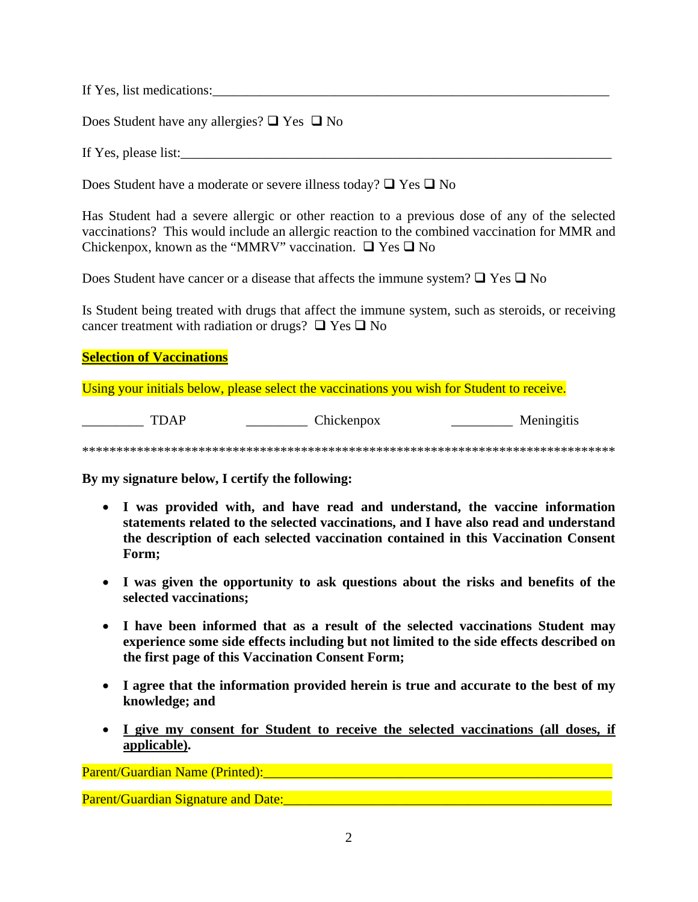If Yes, list medications:_______________________________________________________________

Does Student have any allergies? ❑ Yes ❑ No

If Yes, please list:_____________________________________________________________________

Does Student have a moderate or severe illness today? ❑ Yes ❑ No

Has Student had a severe allergic or other reaction to a previous dose of any of the selected vaccinations? This would include an allergic reaction to the combined vaccination for MMR and Chickenpox, known as the "MMRV" vaccination. ❑ Yes ❑ No

Does Student have cancer or a disease that affects the immune system? ❑ Yes ❑ No

Is Student being treated with drugs that affect the immune system, such as steroids, or receiving cancer treatment with radiation or drugs? ❑ Yes ❑ No

**Selection of Vaccinations**

Using your initials below, please select the vaccinations you wish for Student to receive.

_________ TDAP _________ Chickenpox _________ Meningitis

********************************************************************************

**By my signature below, I certify the following:**

- **I was provided with, and have read and understand, the vaccine information statements related to the selected vaccinations, and I have also read and understand the description of each selected vaccination contained in this Vaccination Consent Form;**
- **I was given the opportunity to ask questions about the risks and benefits of the selected vaccinations;**
- **I have been informed that as a result of the selected vaccinations Student may experience some side effects including but not limited to the side effects described on the first page of this Vaccination Consent Form;**
- **I agree that the information provided herein is true and accurate to the best of my knowledge; and**
- **<u>I give my consent for Student to receive the selected vaccinations (all doses, if applicable)</u>.**

Parent/Guardian Name (Printed):_____________________________________________________

Parent/Guardian Signature and Date:_________________________________________________